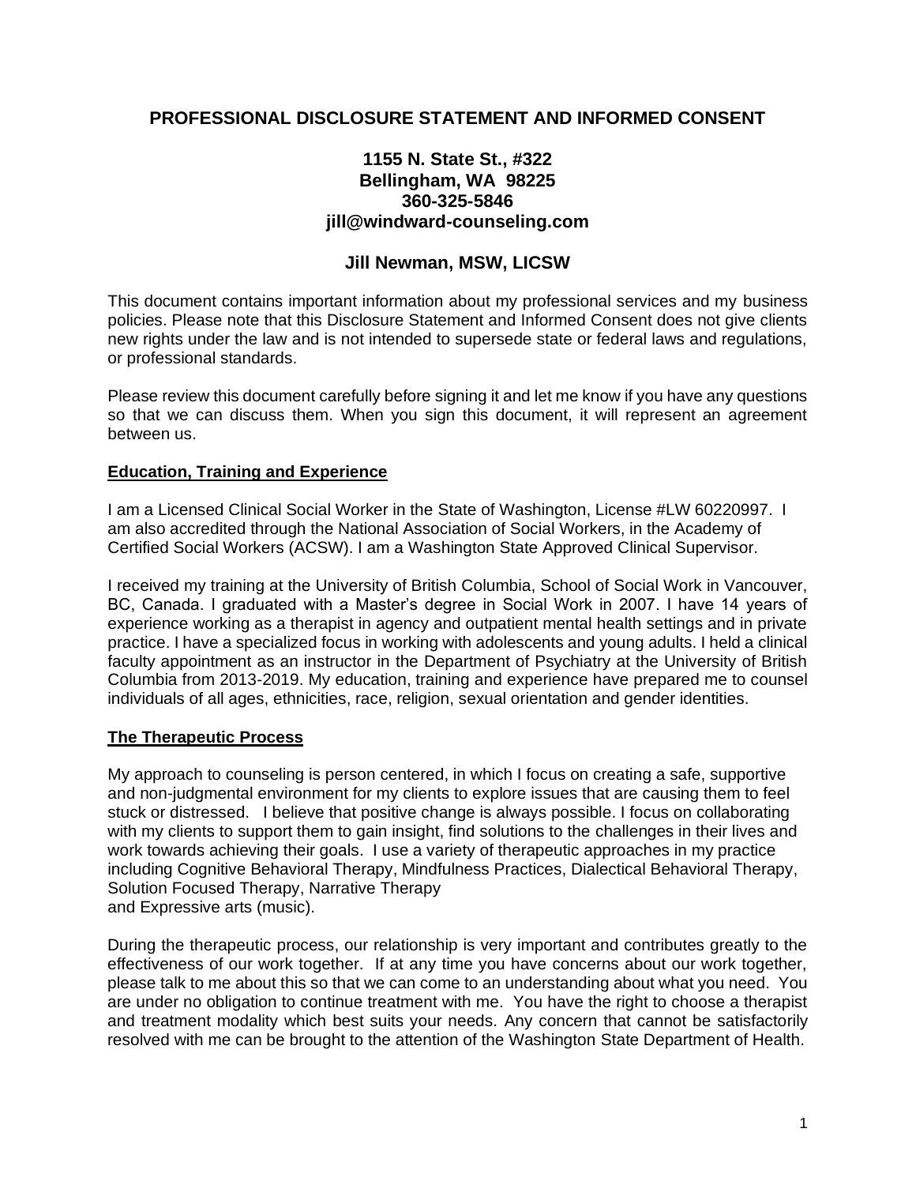# PROFESSIONAL DISCLOSURE STATEMENT AND INFORMED CONSENT

**1155 N. State St., #322**
**Bellingham, WA 98225**
**360-325-5846**
**jill@windward-counseling.com**

## Jill Newman, MSW, LICSW

This document contains important information about my professional services and my business policies. Please note that this Disclosure Statement and Informed Consent does not give clients new rights under the law and is not intended to supersede state or federal laws and regulations, or professional standards.

Please review this document carefully before signing it and let me know if you have any questions so that we can discuss them. When you sign this document, it will represent an agreement between us.

### Education, Training and Experience

I am a Licensed Clinical Social Worker in the State of Washington, License #LW 60220997. I am also accredited through the National Association of Social Workers, in the Academy of Certified Social Workers (ACSW). I am a Washington State Approved Clinical Supervisor.

I received my training at the University of British Columbia, School of Social Work in Vancouver, BC, Canada. I graduated with a Master's degree in Social Work in 2007. I have 14 years of experience working as a therapist in agency and outpatient mental health settings and in private practice. I have a specialized focus in working with adolescents and young adults. I held a clinical faculty appointment as an instructor in the Department of Psychiatry at the University of British Columbia from 2013-2019. My education, training and experience have prepared me to counsel individuals of all ages, ethnicities, race, religion, sexual orientation and gender identities.

### The Therapeutic Process

My approach to counseling is person centered, in which I focus on creating a safe, supportive and non-judgmental environment for my clients to explore issues that are causing them to feel stuck or distressed. I believe that positive change is always possible. I focus on collaborating with my clients to support them to gain insight, find solutions to the challenges in their lives and work towards achieving their goals. I use a variety of therapeutic approaches in my practice including Cognitive Behavioral Therapy, Mindfulness Practices, Dialectical Behavioral Therapy, Solution Focused Therapy, Narrative Therapy and Expressive arts (music).

During the therapeutic process, our relationship is very important and contributes greatly to the effectiveness of our work together. If at any time you have concerns about our work together, please talk to me about this so that we can come to an understanding about what you need. You are under no obligation to continue treatment with me. You have the right to choose a therapist and treatment modality which best suits your needs. Any concern that cannot be satisfactorily resolved with me can be brought to the attention of the Washington State Department of Health.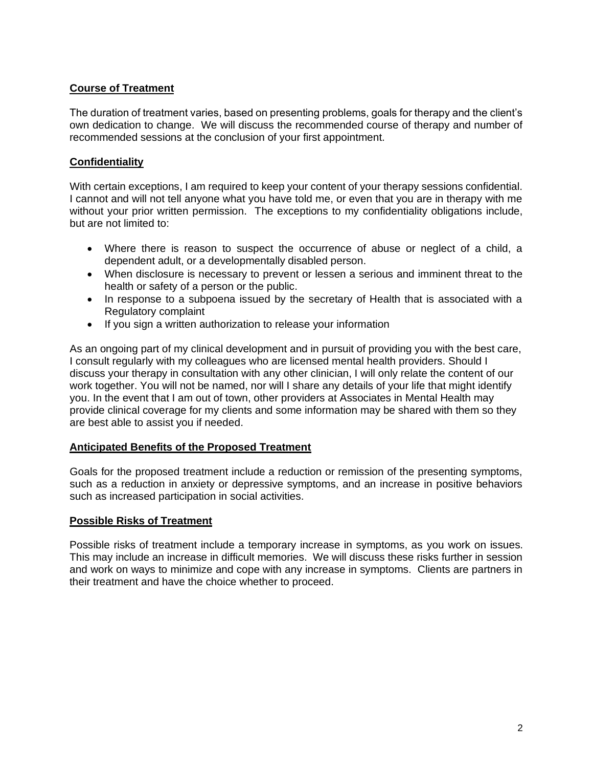## Course of Treatment

The duration of treatment varies, based on presenting problems, goals for therapy and the client's own dedication to change. We will discuss the recommended course of therapy and number of recommended sessions at the conclusion of your first appointment.

## Confidentiality

With certain exceptions, I am required to keep your content of your therapy sessions confidential. I cannot and will not tell anyone what you have told me, or even that you are in therapy with me without your prior written permission. The exceptions to my confidentiality obligations include, but are not limited to:

- Where there is reason to suspect the occurrence of abuse or neglect of a child, a dependent adult, or a developmentally disabled person.
- When disclosure is necessary to prevent or lessen a serious and imminent threat to the health or safety of a person or the public.
- In response to a subpoena issued by the secretary of Health that is associated with a Regulatory complaint
- If you sign a written authorization to release your information

As an ongoing part of my clinical development and in pursuit of providing you with the best care, I consult regularly with my colleagues who are licensed mental health providers. Should I discuss your therapy in consultation with any other clinician, I will only relate the content of our work together. You will not be named, nor will I share any details of your life that might identify you. In the event that I am out of town, other providers at Associates in Mental Health may provide clinical coverage for my clients and some information may be shared with them so they are best able to assist you if needed.

## Anticipated Benefits of the Proposed Treatment

Goals for the proposed treatment include a reduction or remission of the presenting symptoms, such as a reduction in anxiety or depressive symptoms, and an increase in positive behaviors such as increased participation in social activities.

## Possible Risks of Treatment

Possible risks of treatment include a temporary increase in symptoms, as you work on issues. This may include an increase in difficult memories. We will discuss these risks further in session and work on ways to minimize and cope with any increase in symptoms. Clients are partners in their treatment and have the choice whether to proceed.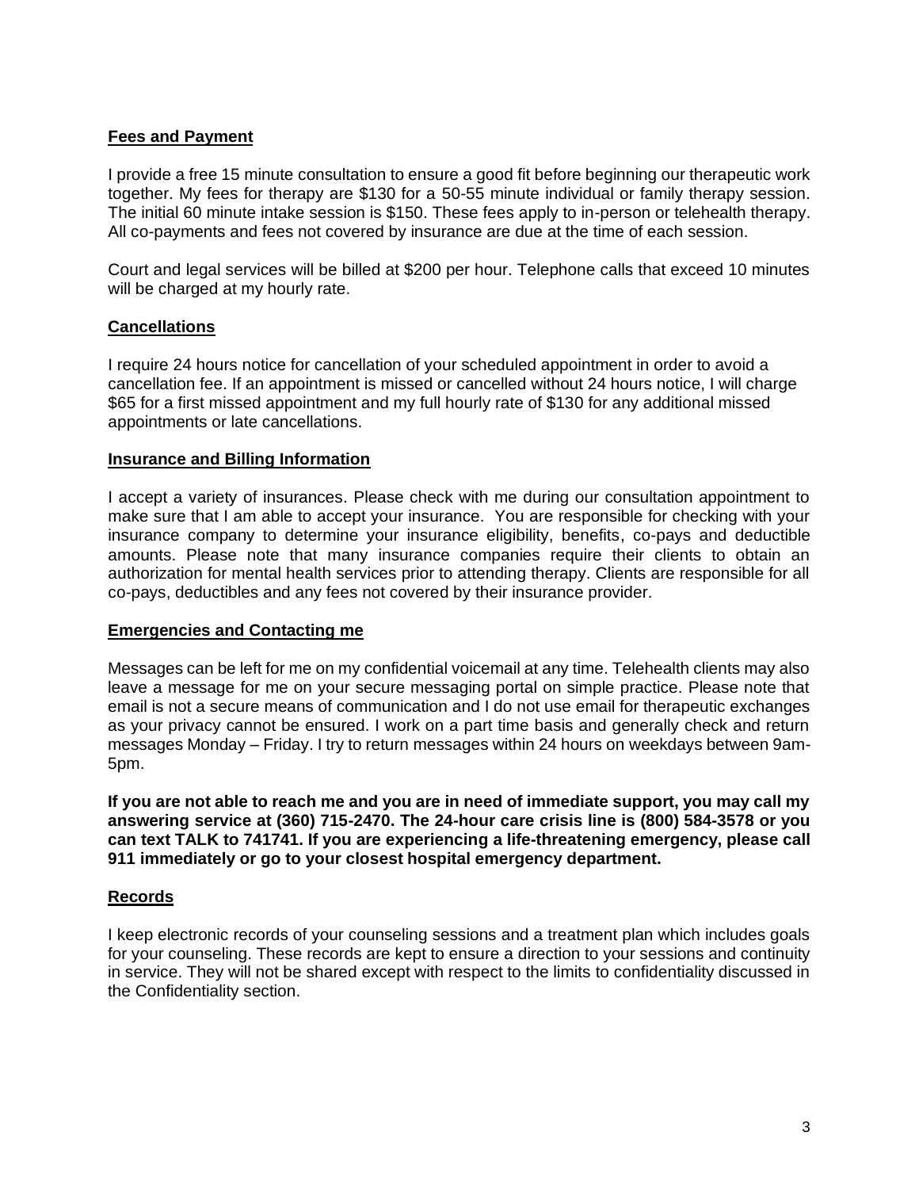## Fees and Payment

I provide a free 15 minute consultation to ensure a good fit before beginning our therapeutic work together. My fees for therapy are $130 for a 50-55 minute individual or family therapy session. The initial 60 minute intake session is $150. These fees apply to in-person or telehealth therapy. All co-payments and fees not covered by insurance are due at the time of each session.

Court and legal services will be billed at $200 per hour. Telephone calls that exceed 10 minutes will be charged at my hourly rate.

## Cancellations

I require 24 hours notice for cancellation of your scheduled appointment in order to avoid a cancellation fee. If an appointment is missed or cancelled without 24 hours notice, I will charge $65 for a first missed appointment and my full hourly rate of $130 for any additional missed appointments or late cancellations.

## Insurance and Billing Information

I accept a variety of insurances. Please check with me during our consultation appointment to make sure that I am able to accept your insurance. You are responsible for checking with your insurance company to determine your insurance eligibility, benefits, co-pays and deductible amounts. Please note that many insurance companies require their clients to obtain an authorization for mental health services prior to attending therapy. Clients are responsible for all co-pays, deductibles and any fees not covered by their insurance provider.

## Emergencies and Contacting me

Messages can be left for me on my confidential voicemail at any time. Telehealth clients may also leave a message for me on your secure messaging portal on simple practice. Please note that email is not a secure means of communication and I do not use email for therapeutic exchanges as your privacy cannot be ensured. I work on a part time basis and generally check and return messages Monday – Friday. I try to return messages within 24 hours on weekdays between 9am-5pm.

**If you are not able to reach me and you are in need of immediate support, you may call my answering service at (360) 715-2470. The 24-hour care crisis line is (800) 584-3578 or you can text TALK to 741741. If you are experiencing a life-threatening emergency, please call 911 immediately or go to your closest hospital emergency department.**

## Records

I keep electronic records of your counseling sessions and a treatment plan which includes goals for your counseling. These records are kept to ensure a direction to your sessions and continuity in service. They will not be shared except with respect to the limits to confidentiality discussed in the Confidentiality section.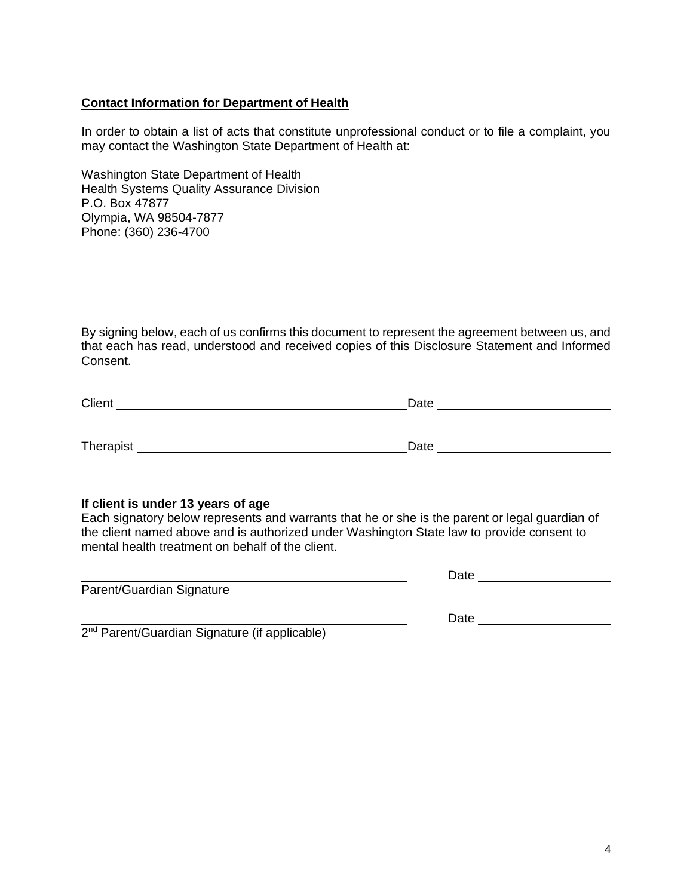**Contact Information for Department of Health**

In order to obtain a list of acts that constitute unprofessional conduct or to file a complaint, you may contact the Washington State Department of Health at:

Washington State Department of Health
Health Systems Quality Assurance Division
P.O. Box 47877
Olympia, WA 98504-7877
Phone: (360) 236-4700

By signing below, each of us confirms this document to represent the agreement between us, and that each has read, understood and received copies of this Disclosure Statement and Informed Consent.

Client ______________________________ Date ____________________

Therapist ______________________________ Date ____________________

**If client is under 13 years of age**
Each signatory below represents and warrants that he or she is the parent or legal guardian of the client named above and is authorized under Washington State law to provide consent to mental health treatment on behalf of the client.

______________________________ Date ____________________
Parent/Guardian Signature

______________________________ Date ____________________
2nd Parent/Guardian Signature (if applicable)